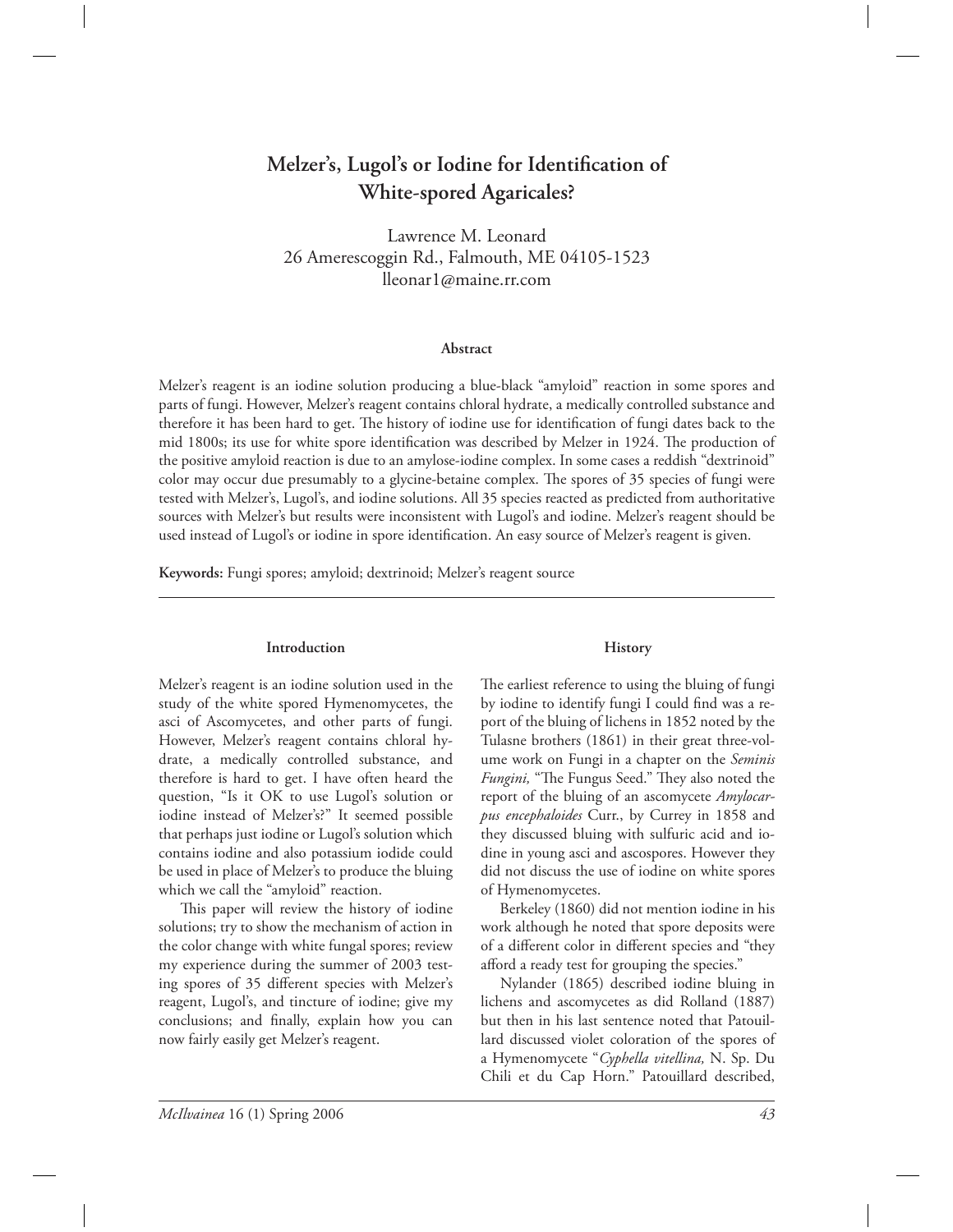# Melzer's, Lugol's or Iodine for Identification of White-spored Agaricales?

Lawrence M. Leonard
26 Amerescoggin Rd., Falmouth, ME 04105-1523
lleonar1@maine.rr.com

**Abstract**

Melzer's reagent is an iodine solution producing a blue-black "amyloid" reaction in some spores and parts of fungi. However, Melzer's reagent contains chloral hydrate, a medically controlled substance and therefore it has been hard to get. The history of iodine use for identification of fungi dates back to the mid 1800s; its use for white spore identification was described by Melzer in 1924. The production of the positive amyloid reaction is due to an amylose-iodine complex. In some cases a reddish "dextrinoid" color may occur due presumably to a glycine-betaine complex. The spores of 35 species of fungi were tested with Melzer's, Lugol's, and iodine solutions. All 35 species reacted as predicted from authoritative sources with Melzer's but results were inconsistent with Lugol's and iodine. Melzer's reagent should be used instead of Lugol's or iodine in spore identification. An easy source of Melzer's reagent is given.

**Keywords:** Fungi spores; amyloid; dextrinoid; Melzer's reagent source

## Introduction

Melzer's reagent is an iodine solution used in the study of the white spored Hymenomycetes, the asci of Ascomycetes, and other parts of fungi. However, Melzer's reagent contains chloral hydrate, a medically controlled substance, and therefore is hard to get. I have often heard the question, "Is it OK to use Lugol's solution or iodine instead of Melzer's?" It seemed possible that perhaps just iodine or Lugol's solution which contains iodine and also potassium iodide could be used in place of Melzer's to produce the bluing which we call the "amyloid" reaction.

This paper will review the history of iodine solutions; try to show the mechanism of action in the color change with white fungal spores; review my experience during the summer of 2003 testing spores of 35 different species with Melzer's reagent, Lugol's, and tincture of iodine; give my conclusions; and finally, explain how you can now fairly easily get Melzer's reagent.

## History

The earliest reference to using the bluing of fungi by iodine to identify fungi I could find was a report of the bluing of lichens in 1852 noted by the Tulasne brothers (1861) in their great three-volume work on Fungi in a chapter on the *Seminis Fungini,* "The Fungus Seed." They also noted the report of the bluing of an ascomycete *Amylocarpus encephaloides* Curr., by Currey in 1858 and they discussed bluing with sulfuric acid and iodine in young asci and ascospores. However they did not discuss the use of iodine on white spores of Hymenomycetes.

Berkeley (1860) did not mention iodine in his work although he noted that spore deposits were of a different color in different species and "they afford a ready test for grouping the species."

Nylander (1865) described iodine bluing in lichens and ascomycetes as did Rolland (1887) but then in his last sentence noted that Patouillard discussed violet coloration of the spores of a Hymenomycete "*Cyphella vitellina,* N. Sp. Du Chili et du Cap Horn." Patouillard described,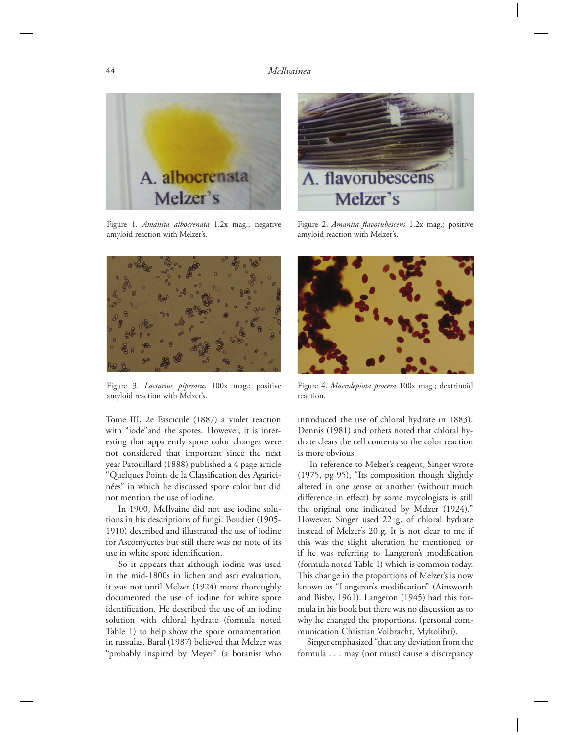Figure 1. *Amanita albocrenata* 1.2x mag.; negative amyloid reaction with Melzer's.

Figure 2. *Amanita flavorubescens* 1.2x mag.; positive amyloid reaction with Melzer's.

Figure 3. *Lactarius piperatus* 100x mag.; positive amyloid reaction with Melzer's.

Figure 4. *Macrolepiota procera* 100x mag.; dextrinoid reaction.

Tome III, 2e Fascicule (1887) a violet reaction with "iode"and the spores. However, it is interesting that apparently spore color changes were not considered that important since the next year Patouillard (1888) published a 4 page article "Quelques Points de la Classification des Agaricinées" in which he discussed spore color but did not mention the use of iodine.

In 1900, McIlvaine did not use iodine solutions in his descriptions of fungi. Boudier (1905-1910) described and illustrated the use of iodine for Ascomycetes but still there was no note of its use in white spore identification.

So it appears that although iodine was used in the mid-1800s in lichen and asci evaluation, it was not until Melzer (1924) more thoroughly documented the use of iodine for white spore identification. He described the use of an iodine solution with chloral hydrate (formula noted Table 1) to help show the spore ornamentation in russulas. Baral (1987) believed that Melzer was "probably inspired by Meyer" (a botanist who introduced the use of chloral hydrate in 1883). Dennis (1981) and others noted that chloral hydrate clears the cell contents so the color reaction is more obvious.

In reference to Melzer's reagent, Singer wrote (1975, pg 95), "Its composition though slightly altered in one sense or another (without much difference in effect) by some mycologists is still the original one indicated by Melzer (1924)." However, Singer used 22 g. of chloral hydrate instead of Melzer's 20 g. It is not clear to me if this was the slight alteration he mentioned or if he was referring to Langeron's modification (formula noted Table 1) which is common today. This change in the proportions of Melzer's is now known as "Langeron's modification" (Ainsworth and Bisby, 1961). Langeron (1945) had this formula in his book but there was no discussion as to why he changed the proportions. (personal communication Christian Volbracht, Mykolibri).

Singer emphasized "that any deviation from the formula . . . may (not must) cause a discrepancy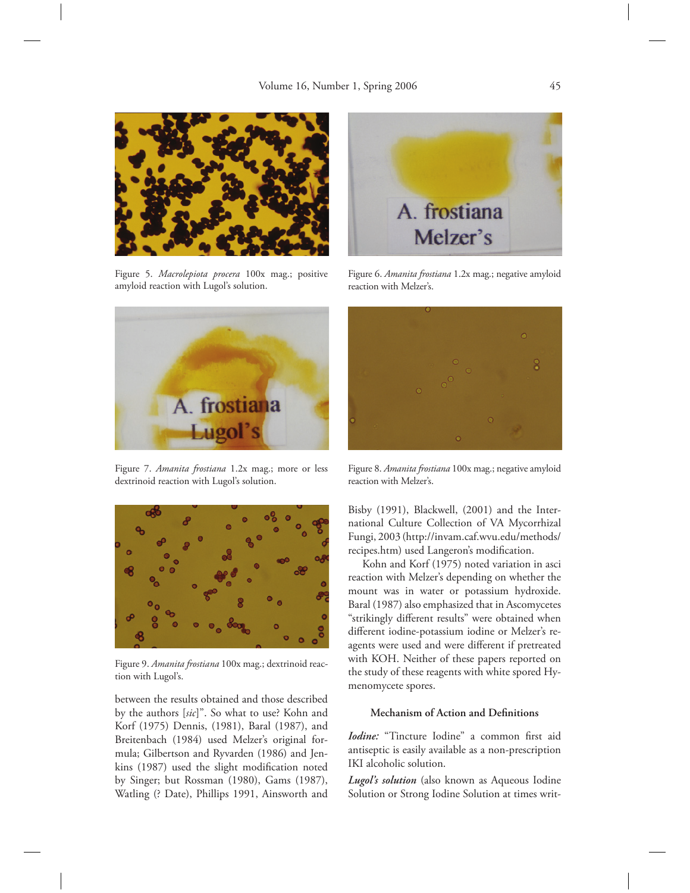Figure 5. *Macrolepiota procera* 100x mag.; positive amyloid reaction with Lugol's solution.

Figure 6. *Amanita frostiana* 1.2x mag.; negative amyloid reaction with Melzer's.

Figure 7. *Amanita frostiana* 1.2x mag.; more or less dextrinoid reaction with Lugol's solution.

Figure 8. *Amanita frostiana* 100x mag.; negative amyloid reaction with Melzer's.

Figure 9. *Amanita frostiana* 100x mag.; dextrinoid reaction with Lugol's.

between the results obtained and those described by the authors [*sic*]". So what to use? Kohn and Korf (1975) Dennis, (1981), Baral (1987), and Breitenbach (1984) used Melzer's original formula; Gilbertson and Ryvarden (1986) and Jenkins (1987) used the slight modification noted by Singer; but Rossman (1980), Gams (1987), Watling (? Date), Phillips 1991, Ainsworth and Bisby (1991), Blackwell, (2001) and the International Culture Collection of VA Mycorrhizal Fungi, 2003 (http://invam.caf.wvu.edu/methods/recipes.htm) used Langeron's modification.

Kohn and Korf (1975) noted variation in asci reaction with Melzer's depending on whether the mount was in water or potassium hydroxide. Baral (1987) also emphasized that in Ascomycetes "strikingly different results" were obtained when different iodine-potassium iodine or Melzer's reagents were used and were different if pretreated with KOH. Neither of these papers reported on the study of these reagents with white spored Hymenomycete spores.

### Mechanism of Action and Definitions

***Iodine:*** "Tincture Iodine" a common first aid antiseptic is easily available as a non-prescription IKI alcoholic solution.

***Lugol's solution*** (also known as Aqueous Iodine Solution or Strong Iodine Solution at times writ-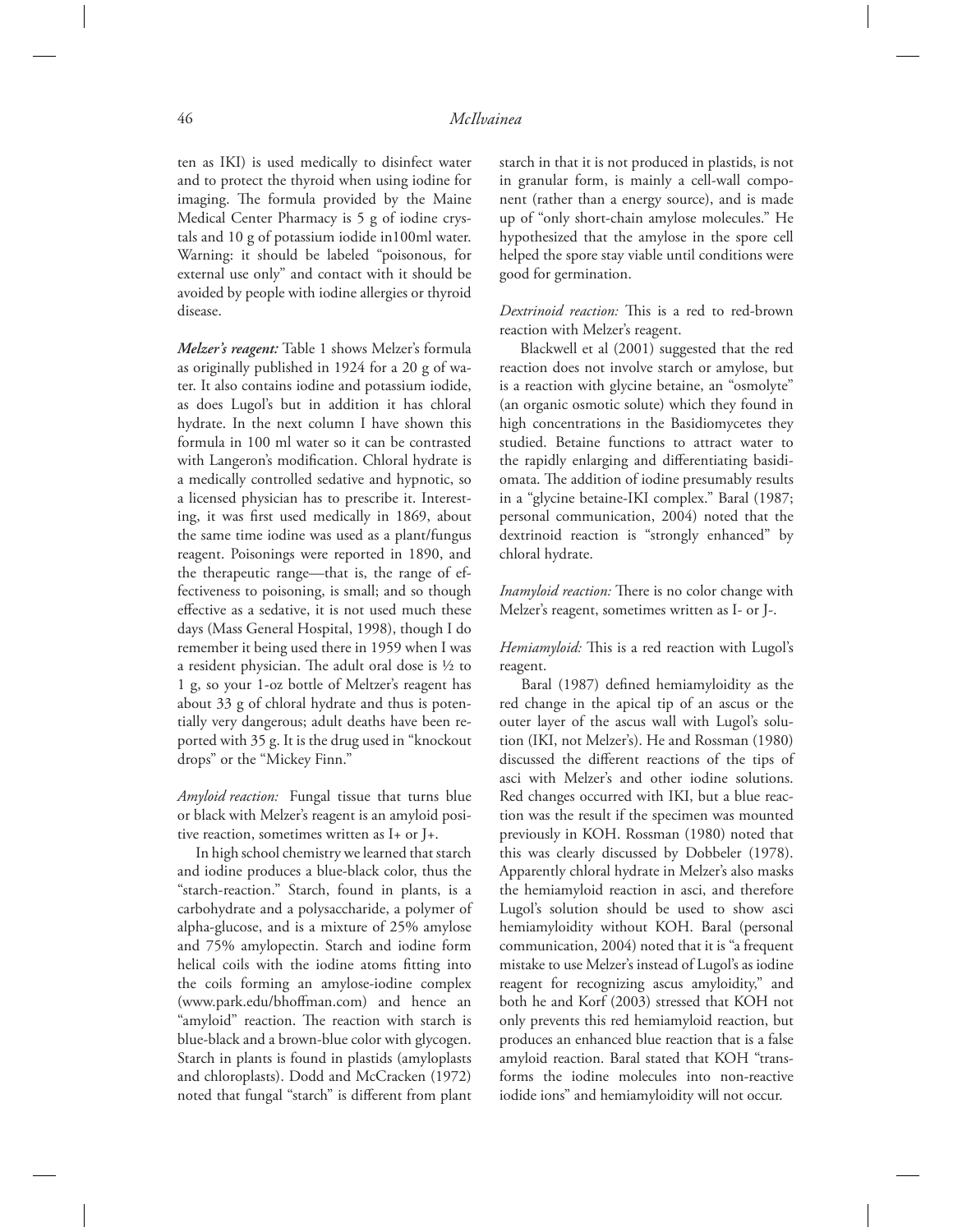ten as IKI) is used medically to disinfect water and to protect the thyroid when using iodine for imaging. The formula provided by the Maine Medical Center Pharmacy is 5 g of iodine crystals and 10 g of potassium iodide in100ml water. Warning: it should be labeled "poisonous, for external use only" and contact with it should be avoided by people with iodine allergies or thyroid disease.

***Melzer's reagent:*** Table 1 shows Melzer's formula as originally published in 1924 for a 20 g of water. It also contains iodine and potassium iodide, as does Lugol's but in addition it has chloral hydrate. In the next column I have shown this formula in 100 ml water so it can be contrasted with Langeron's modification. Chloral hydrate is a medically controlled sedative and hypnotic, so a licensed physician has to prescribe it. Interesting, it was first used medically in 1869, about the same time iodine was used as a plant/fungus reagent. Poisonings were reported in 1890, and the therapeutic range—that is, the range of effectiveness to poisoning, is small; and so though effective as a sedative, it is not used much these days (Mass General Hospital, 1998), though I do remember it being used there in 1959 when I was a resident physician. The adult oral dose is ½ to 1 g, so your 1-oz bottle of Meltzer's reagent has about 33 g of chloral hydrate and thus is potentially very dangerous; adult deaths have been reported with 35 g. It is the drug used in "knockout drops" or the "Mickey Finn."

*Amyloid reaction:* Fungal tissue that turns blue or black with Melzer's reagent is an amyloid positive reaction, sometimes written as I+ or J+.

In high school chemistry we learned that starch and iodine produces a blue-black color, thus the "starch-reaction." Starch, found in plants, is a carbohydrate and a polysaccharide, a polymer of alpha-glucose, and is a mixture of 25% amylose and 75% amylopectin. Starch and iodine form helical coils with the iodine atoms fitting into the coils forming an amylose-iodine complex (www.park.edu/bhoffman.com) and hence an "amyloid" reaction. The reaction with starch is blue-black and a brown-blue color with glycogen. Starch in plants is found in plastids (amyloplasts and chloroplasts). Dodd and McCracken (1972) noted that fungal "starch" is different from plant starch in that it is not produced in plastids, is not in granular form, is mainly a cell-wall component (rather than a energy source), and is made up of "only short-chain amylose molecules." He hypothesized that the amylose in the spore cell helped the spore stay viable until conditions were good for germination.

*Dextrinoid reaction:* This is a red to red-brown reaction with Melzer's reagent.

Blackwell et al (2001) suggested that the red reaction does not involve starch or amylose, but is a reaction with glycine betaine, an "osmolyte" (an organic osmotic solute) which they found in high concentrations in the Basidiomycetes they studied. Betaine functions to attract water to the rapidly enlarging and differentiating basidiomata. The addition of iodine presumably results in a "glycine betaine-IKI complex." Baral (1987; personal communication, 2004) noted that the dextrinoid reaction is "strongly enhanced" by chloral hydrate.

*Inamyloid reaction:* There is no color change with Melzer's reagent, sometimes written as I- or J-.

*Hemiamyloid:* This is a red reaction with Lugol's reagent.

Baral (1987) defined hemiamyloidity as the red change in the apical tip of an ascus or the outer layer of the ascus wall with Lugol's solution (IKI, not Melzer's). He and Rossman (1980) discussed the different reactions of the tips of asci with Melzer's and other iodine solutions. Red changes occurred with IKI, but a blue reaction was the result if the specimen was mounted previously in KOH. Rossman (1980) noted that this was clearly discussed by Dobbeler (1978). Apparently chloral hydrate in Melzer's also masks the hemiamyloid reaction in asci, and therefore Lugol's solution should be used to show asci hemiamyloidity without KOH. Baral (personal communication, 2004) noted that it is "a frequent mistake to use Melzer's instead of Lugol's as iodine reagent for recognizing ascus amyloidity," and both he and Korf (2003) stressed that KOH not only prevents this red hemiamyloid reaction, but produces an enhanced blue reaction that is a false amyloid reaction. Baral stated that KOH "transforms the iodine molecules into non-reactive iodide ions" and hemiamyloidity will not occur.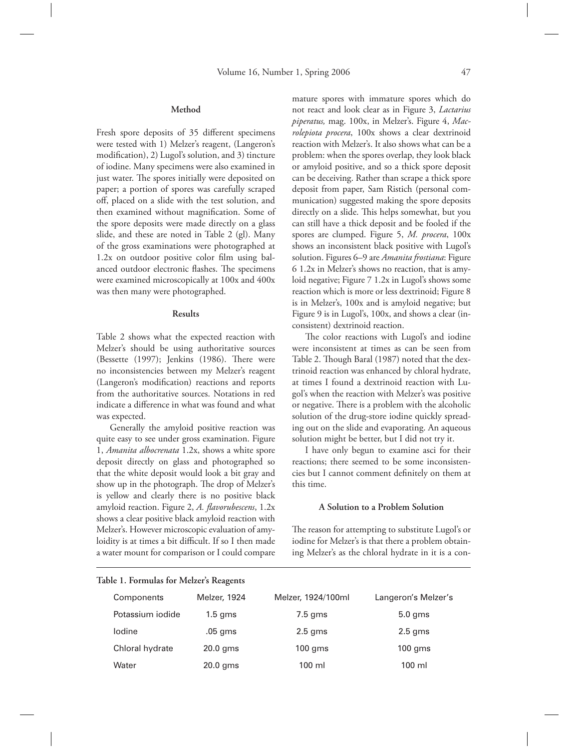## Method

Fresh spore deposits of 35 different specimens were tested with 1) Melzer's reagent, (Langeron's modification), 2) Lugol's solution, and 3) tincture of iodine. Many specimens were also examined in just water. The spores initially were deposited on paper; a portion of spores was carefully scraped off, placed on a slide with the test solution, and then examined without magnification. Some of the spore deposits were made directly on a glass slide, and these are noted in Table 2 (gl). Many of the gross examinations were photographed at 1.2x on outdoor positive color film using balanced outdoor electronic flashes. The specimens were examined microscopically at 100x and 400x was then many were photographed.

## Results

Table 2 shows what the expected reaction with Melzer's should be using authoritative sources (Bessette (1997); Jenkins (1986). There were no inconsistencies between my Melzer's reagent (Langeron's modification) reactions and reports from the authoritative sources. Notations in red indicate a difference in what was found and what was expected.

Generally the amyloid positive reaction was quite easy to see under gross examination. Figure 1, *Amanita albocrenata* 1.2x, shows a white spore deposit directly on glass and photographed so that the white deposit would look a bit gray and show up in the photograph. The drop of Melzer's is yellow and clearly there is no positive black amyloid reaction. Figure 2, *A. flavorubescens*, 1.2x shows a clear positive black amyloid reaction with Melzer's. However microscopic evaluation of amyloidity is at times a bit difficult. If so I then made a water mount for comparison or I could compare mature spores with immature spores which do not react and look clear as in Figure 3, *Lactarius piperatus,* mag. 100x, in Melzer's. Figure 4, *Macrolepiota procera*, 100x shows a clear dextrinoid reaction with Melzer's. It also shows what can be a problem: when the spores overlap, they look black or amyloid positive, and so a thick spore deposit can be deceiving. Rather than scrape a thick spore deposit from paper, Sam Ristich (personal communication) suggested making the spore deposits directly on a slide. This helps somewhat, but you can still have a thick deposit and be fooled if the spores are clumped. Figure 5, *M. procera*, 100x shows an inconsistent black positive with Lugol's solution. Figures 6–9 are *Amanita frostiana*: Figure 6 1.2x in Melzer's shows no reaction, that is amyloid negative; Figure 7 1.2x in Lugol's shows some reaction which is more or less dextrinoid; Figure 8 is in Melzer's, 100x and is amyloid negative; but Figure 9 is in Lugol's, 100x, and shows a clear (inconsistent) dextrinoid reaction.

The color reactions with Lugol's and iodine were inconsistent at times as can be seen from Table 2. Though Baral (1987) noted that the dextrinoid reaction was enhanced by chloral hydrate, at times I found a dextrinoid reaction with Lugol's when the reaction with Melzer's was positive or negative. There is a problem with the alcoholic solution of the drug-store iodine quickly spreading out on the slide and evaporating. An aqueous solution might be better, but I did not try it.

I have only begun to examine asci for their reactions; there seemed to be some inconsistencies but I cannot comment definitely on them at this time.

## A Solution to a Problem Solution

The reason for attempting to substitute Lugol's or iodine for Melzer's is that there a problem obtaining Melzer's as the chloral hydrate in it is a con-

**Table 1. Formulas for Melzer's Reagents**

| Components | Melzer, 1924 | Melzer, 1924/100ml | Langeron's Melzer's |
|---|---|---|---|
| Potassium iodide | 1.5 gms | 7.5 gms | 5.0 gms |
| Iodine | .05 gms | 2.5 gms | 2.5 gms |
| Chloral hydrate | 20.0 gms | 100 gms | 100 gms |
| Water | 20.0 gms | 100 ml | 100 ml |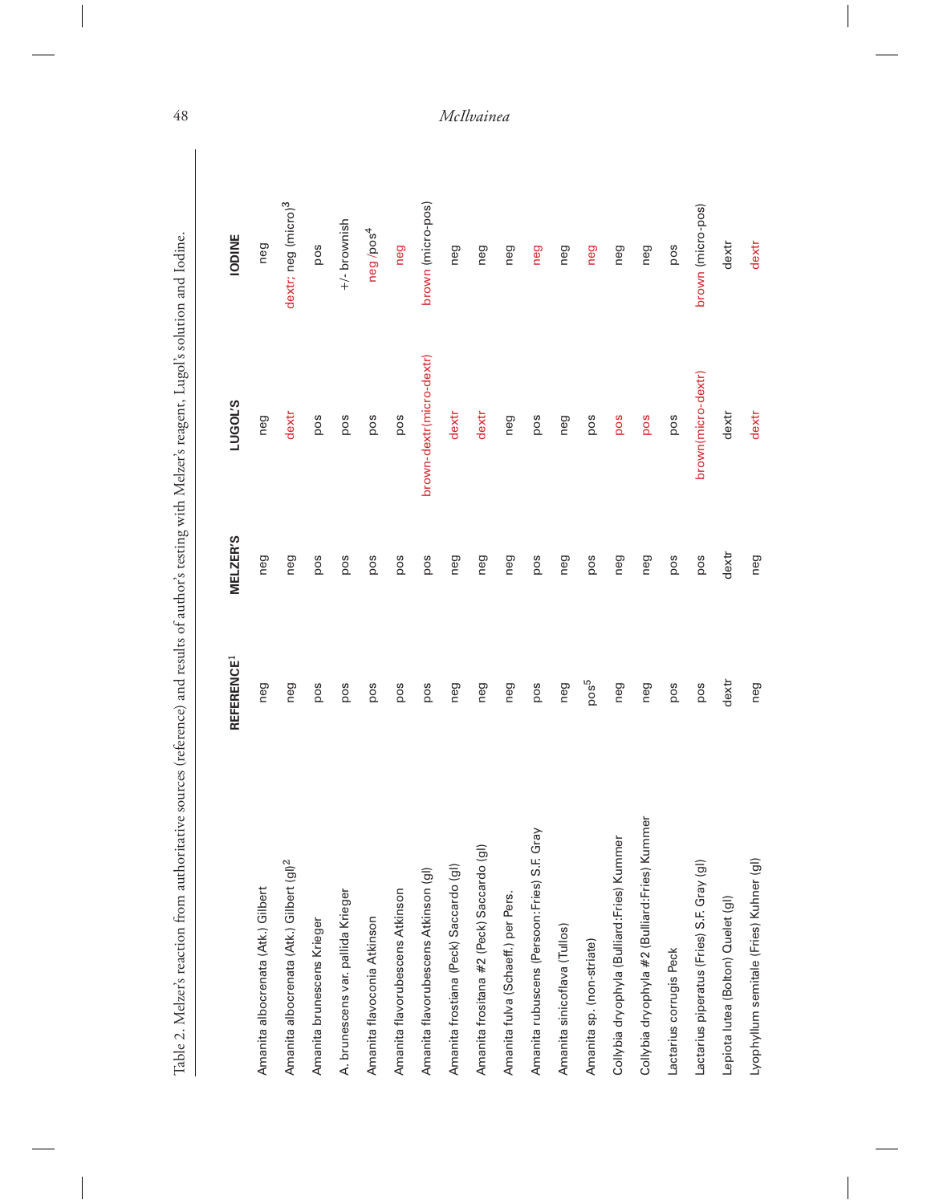Table 2. Melzer's reaction from authoritative sources (reference) and results of author's testing with Melzer's reagent, Lugol's solution and Iodine.

| | REFERENCE[1] | MELZER'S | LUGOL'S | IODINE |
|---|---|---|---|---|
| Amanita albocrenata (Atk.) Gilbert | neg | neg | neg | neg |
| Amanita albocrenata (Atk.) Gilbert (gl)[2] | neg | neg | dextr | dextr; neg (micro)[3] |
| Amanita brunescens Krieger | pos | pos | pos | pos |
| A. brunescens var. pallida Krieger | pos | pos | pos | +/- brownish |
| Amanita flavoconia Atkinson | pos | pos | pos | neg /pos[4] |
| Amanita flavorubescens Atkinson | pos | pos | pos | neg |
| Amanita flavorubescens Atkinson (gl) | pos | pos | brown-dextr(micro-dextr) | brown (micro-pos) |
| Amanita frostiana (Peck) Saccardo (gl) | neg | neg | dextr | neg |
| Amanita frositana #2 (Peck) Saccardo (gl) | neg | neg | dextr | neg |
| Amanita fulva (Schaeff.) per Pers. | neg | neg | neg | neg |
| Amanita rubuscens (Persoon:Fries) S.F. Gray | pos | pos | pos | neg |
| Amanita sinicoflava (Tullos) | neg | neg | neg | neg |
| Amanita sp. (non-striate) | pos[5] | pos | pos | neg |
| Collybia dryophyla (Bulliard:Fries) Kummer | neg | neg | pos | neg |
| Collybia dryophyla #2 (Bulliard:Fries) Kummer | neg | neg | pos | neg |
| Lactarius corrugis Peck | pos | pos | pos | pos |
| Lactarius piperatus (Fries) S.F. Gray (gl) | pos | pos | brown(micro-dextr) | brown (micro-pos) |
| Lepiota lutea (Bolton) Quelet (gl) | dextr | dextr | dextr | dextr |
| Lyophyllum semitale (Fries) Kuhner (gl) | neg | neg | dextr | dextr |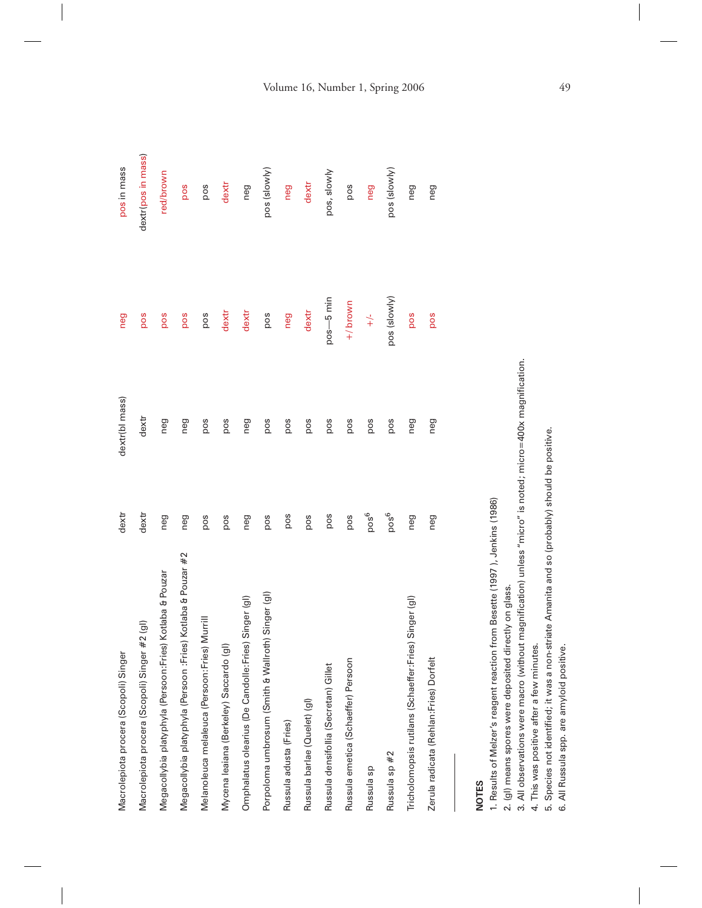| | | | | |
|---|---|---|---|---|
| Macrolepiota procera (Scopoli) Singer | dextr | dextr(bl mass) | neg | pos in mass |
| Macrolepiota procera (Scopoli) Singer #2 (gl) | dextr | dextr | pos | dextr(pos in mass) |
| Megacollybia platyphyla (Persoon:Fries) Kotlaba & Pouzar | neg | neg | pos | red/brown |
| Megacollybia platyphyla (Persoon :Fries) Kotlaba & Pouzar #2 | neg | neg | pos | pos |
| Melanoleuca melaleuca (Persoon:Fries) Murrill | pos | pos | pos | pos |
| Mycena leaiana (Berkeley) Saccardo (gl) | pos | pos | dextr | dextr |
| Omphalatus olearius (De Candolle:Fries) Singer (gl) | neg | neg | dextr | neg |
| Porpoloma umbrosum (Smith & Wallroth) Singer (gl) | pos | pos | pos | pos (slowly) |
| Russula adusta (Fries) | pos | pos | neg | neg |
| Russula barlae (Quelet) (gl) | pos | pos | dextr | dextr |
| Russula densifollia (Secretan) Gillet | pos | pos | pos—5 min | pos, slowly |
| Russula emetica (Schaeffer) Persoon | pos | pos | +/brown | pos |
| Russula sp | pos[6] | pos | +/- | neg |
| Russula sp #2 | pos[6] | pos | pos (slowly) | pos (slowly) |
| Tricholomopsis rutilans (Schaeffer:Fries) Singer (gl) | neg | neg | pos | neg |
| Zerula radicata (Rehlan:Fries) Dorfelt | neg | neg | pos | neg |

**NOTES**

1. Results of Melzer's reagent reaction from Besette (1997 ), Jenkins (1986)
2. (gl) means spores were deposited directly on glass.
3. All observations were macro (without magnification) unless "micro" is noted; micro=400x magnification.
4. This was positive after a few minutes.
5. Species not identified; it was a non-striate Amanita and so (probably) should be positive.
6. All Russula spp. are amyloid positive.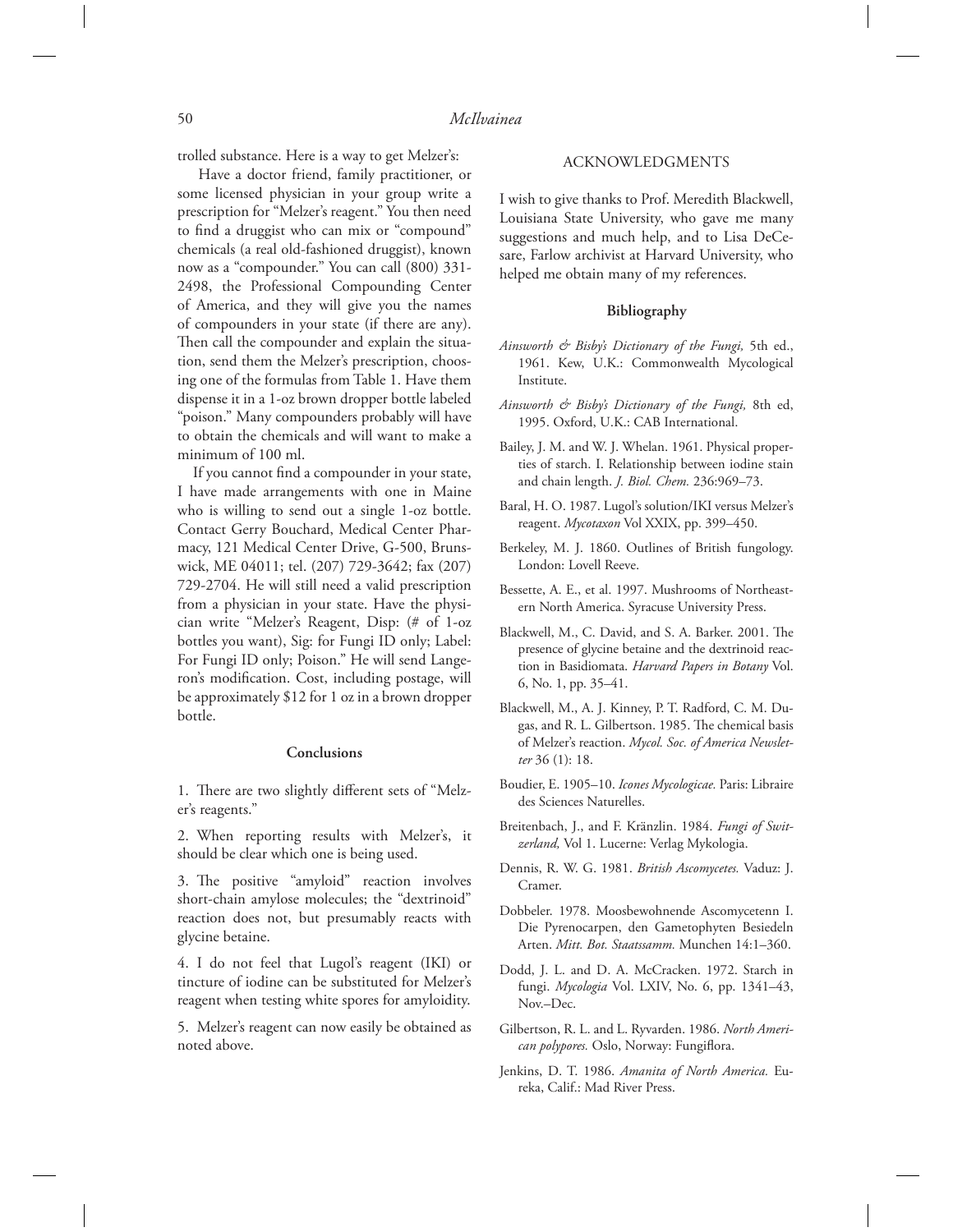trolled substance. Here is a way to get Melzer's:

Have a doctor friend, family practitioner, or some licensed physician in your group write a prescription for "Melzer's reagent." You then need to find a druggist who can mix or "compound" chemicals (a real old-fashioned druggist), known now as a "compounder." You can call (800) 331-2498, the Professional Compounding Center of America, and they will give you the names of compounders in your state (if there are any). Then call the compounder and explain the situation, send them the Melzer's prescription, choosing one of the formulas from Table 1. Have them dispense it in a 1-oz brown dropper bottle labeled "poison." Many compounders probably will have to obtain the chemicals and will want to make a minimum of 100 ml.

If you cannot find a compounder in your state, I have made arrangements with one in Maine who is willing to send out a single 1-oz bottle. Contact Gerry Bouchard, Medical Center Pharmacy, 121 Medical Center Drive, G-500, Brunswick, ME 04011; tel. (207) 729-3642; fax (207) 729-2704. He will still need a valid prescription from a physician in your state. Have the physician write "Melzer's Reagent, Disp: (# of 1-oz bottles you want), Sig: for Fungi ID only; Label: For Fungi ID only; Poison." He will send Langeron's modification. Cost, including postage, will be approximately $12 for 1 oz in a brown dropper bottle.

### Conclusions

1. There are two slightly different sets of "Melzer's reagents."

2. When reporting results with Melzer's, it should be clear which one is being used.

3. The positive "amyloid" reaction involves short-chain amylose molecules; the "dextrinoid" reaction does not, but presumably reacts with glycine betaine.

4. I do not feel that Lugol's reagent (IKI) or tincture of iodine can be substituted for Melzer's reagent when testing white spores for amyloidity.

5. Melzer's reagent can now easily be obtained as noted above.

## ACKNOWLEDGMENTS

I wish to give thanks to Prof. Meredith Blackwell, Louisiana State University, who gave me many suggestions and much help, and to Lisa DeCesare, Farlow archivist at Harvard University, who helped me obtain many of my references.

### Bibliography

*Ainsworth & Bisby's Dictionary of the Fungi,* 5th ed., 1961. Kew, U.K.: Commonwealth Mycological Institute.

*Ainsworth & Bisby's Dictionary of the Fungi,* 8th ed, 1995. Oxford, U.K.: CAB International.

Bailey, J. M. and W. J. Whelan. 1961. Physical properties of starch. I. Relationship between iodine stain and chain length. *J. Biol. Chem.* 236:969–73.

Baral, H. O. 1987. Lugol's solution/IKI versus Melzer's reagent. *Mycotaxon* Vol XXIX, pp. 399–450.

Berkeley, M. J. 1860. Outlines of British fungology. London: Lovell Reeve.

Bessette, A. E., et al. 1997. Mushrooms of Northeastern North America. Syracuse University Press.

Blackwell, M., C. David, and S. A. Barker. 2001. The presence of glycine betaine and the dextrinoid reaction in Basidiomata. *Harvard Papers in Botany* Vol. 6, No. 1, pp. 35–41.

Blackwell, M., A. J. Kinney, P. T. Radford, C. M. Dugas, and R. L. Gilbertson. 1985. The chemical basis of Melzer's reaction. *Mycol. Soc. of America Newsletter* 36 (1): 18.

Boudier, E. 1905–10. *Icones Mycologicae.* Paris: Libraire des Sciences Naturelles.

Breitenbach, J., and F. Kränzlin. 1984. *Fungi of Switzerland,* Vol 1. Lucerne: Verlag Mykologia.

Dennis, R. W. G. 1981. *British Ascomycetes.* Vaduz: J. Cramer.

Dobbeler. 1978. Moosbewohnende Ascomycetenn I. Die Pyrenocarpen, den Gametophyten Besiedeln Arten. *Mitt. Bot. Staatssamm.* Munchen 14:1–360.

Dodd, J. L. and D. A. McCracken. 1972. Starch in fungi. *Mycologia* Vol. LXIV, No. 6, pp. 1341–43, Nov.–Dec.

Gilbertson, R. L. and L. Ryvarden. 1986. *North American polypores.* Oslo, Norway: Fungiflora.

Jenkins, D. T. 1986. *Amanita of North America.* Eureka, Calif.: Mad River Press.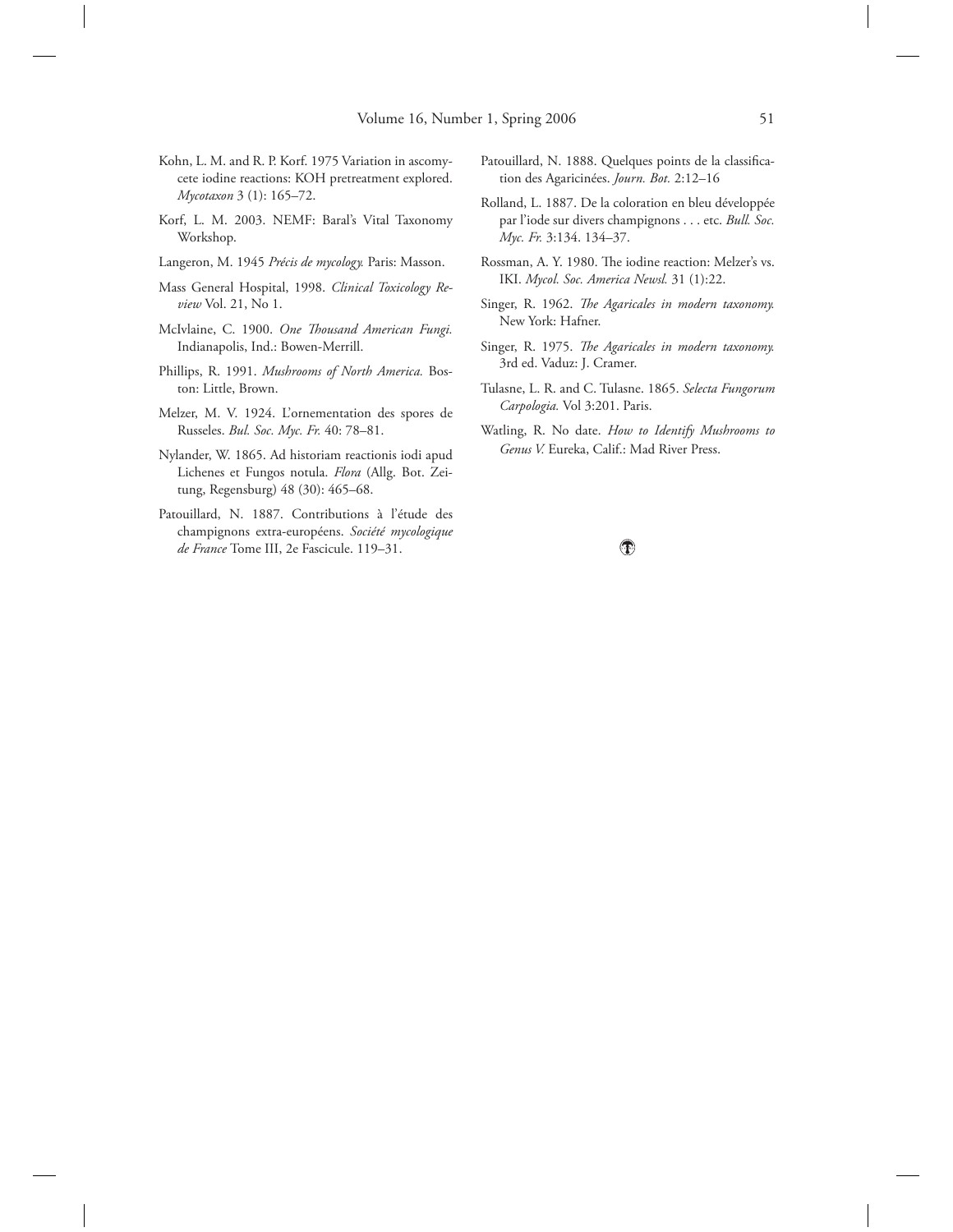Kohn, L. M. and R. P. Korf. 1975 Variation in ascomycete iodine reactions: KOH pretreatment explored. *Mycotaxon* 3 (1): 165–72.

Korf, L. M. 2003. NEMF: Baral's Vital Taxonomy Workshop.

Langeron, M. 1945 *Précis de mycology.* Paris: Masson.

Mass General Hospital, 1998. *Clinical Toxicology Review* Vol. 21, No 1.

McIvlaine, C. 1900. *One Thousand American Fungi.* Indianapolis, Ind.: Bowen-Merrill.

Phillips, R. 1991. *Mushrooms of North America.* Boston: Little, Brown.

Melzer, M. V. 1924. L'ornementation des spores de Russeles. *Bul. Soc. Myc. Fr.* 40: 78–81.

Nylander, W. 1865. Ad historiam reactionis iodi apud Lichenes et Fungos notula. *Flora* (Allg. Bot. Zeitung, Regensburg) 48 (30): 465–68.

Patouillard, N. 1887. Contributions à l'étude des champignons extra-européens. *Société mycologique de France* Tome III, 2e Fascicule. 119–31.

Patouillard, N. 1888. Quelques points de la classification des Agaricinées. *Journ. Bot.* 2:12–16

Rolland, L. 1887. De la coloration en bleu développée par l'iode sur divers champignons . . . etc. *Bull. Soc. Myc. Fr.* 3:134. 134–37.

Rossman, A. Y. 1980. The iodine reaction: Melzer's vs. IKI. *Mycol. Soc. America Newsl.* 31 (1):22.

Singer, R. 1962. *The Agaricales in modern taxonomy.* New York: Hafner.

Singer, R. 1975. *The Agaricales in modern taxonomy.* 3rd ed. Vaduz: J. Cramer.

Tulasne, L. R. and C. Tulasne. 1865. *Selecta Fungorum Carpologia.* Vol 3:201. Paris.

Watling, R. No date. *How to Identify Mushrooms to Genus V.* Eureka, Calif.: Mad River Press.